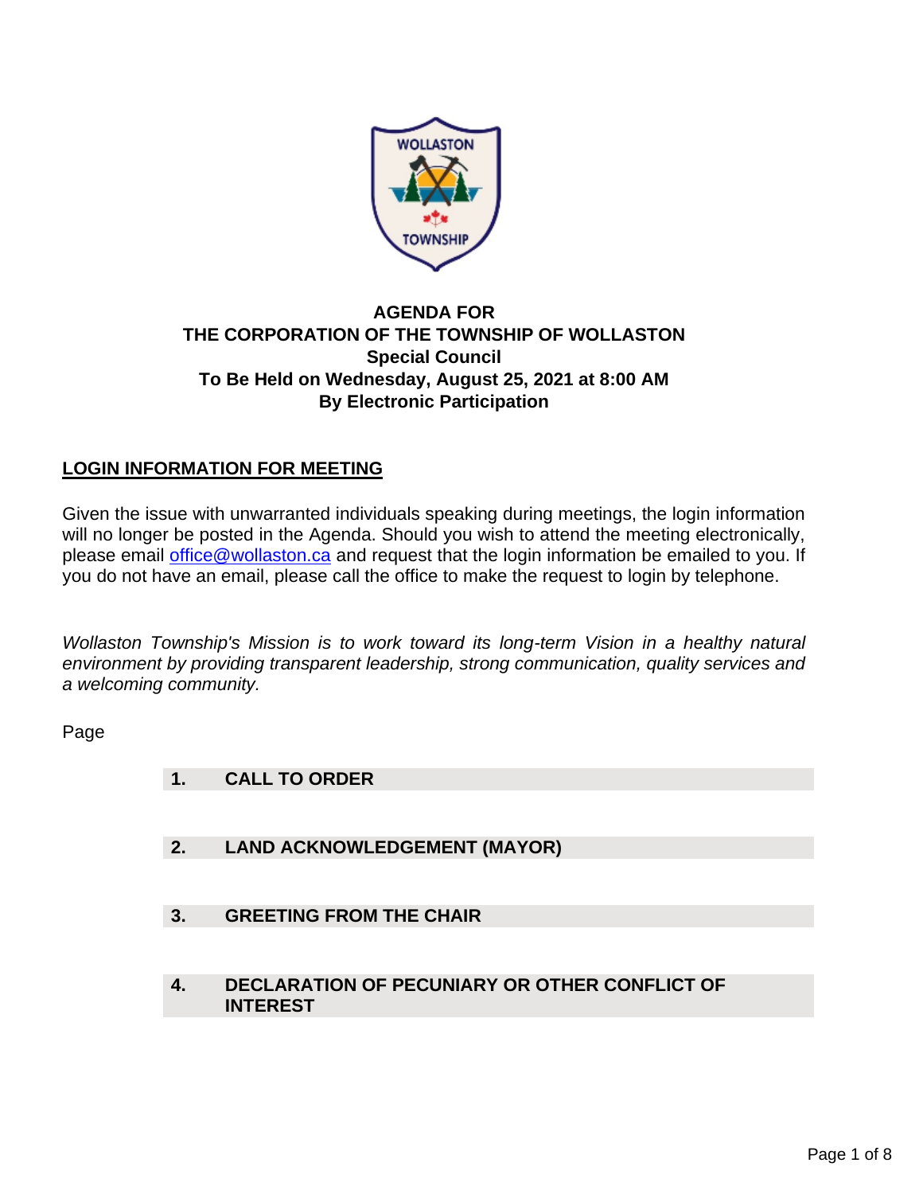# AGENDA FOR
# THE CORPORATION OF THE TOWNSHIP OF WOLLASTON
## Special Council
## To Be Held on Wednesday, August 25, 2021 at 8:00 AM
## By Electronic Participation

**LOGIN INFORMATION FOR MEETING**

Given the issue with unwarranted individuals speaking during meetings, the login information will no longer be posted in the Agenda. Should you wish to attend the meeting electronically, please email office@wollaston.ca and request that the login information be emailed to you. If you do not have an email, please call the office to make the request to login by telephone.

*Wollaston Township's Mission is to work toward its long-term Vision in a healthy natural environment by providing transparent leadership, strong communication, quality services and a welcoming community.*

Page

**1. CALL TO ORDER**

**2. LAND ACKNOWLEDGEMENT (MAYOR)**

**3. GREETING FROM THE CHAIR**

**4. DECLARATION OF PECUNIARY OR OTHER CONFLICT OF INTEREST**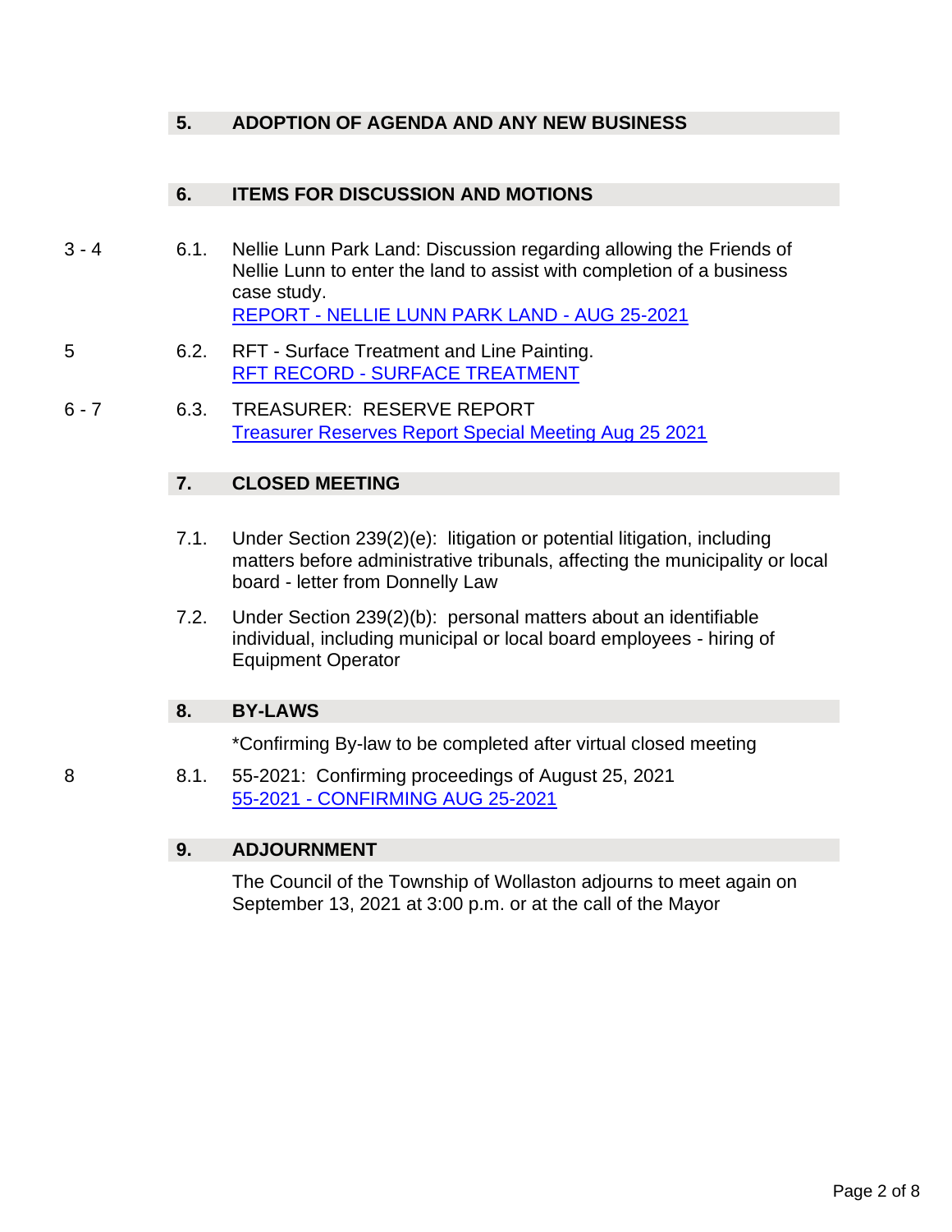## 5. ADOPTION OF AGENDA AND ANY NEW BUSINESS

## 6. ITEMS FOR DISCUSSION AND MOTIONS

3 - 4 6.1. Nellie Lunn Park Land: Discussion regarding allowing the Friends of Nellie Lunn to enter the land to assist with completion of a business case study.
REPORT - NELLIE LUNN PARK LAND - AUG 25-2021

5 6.2. RFT - Surface Treatment and Line Painting.
RFT RECORD - SURFACE TREATMENT

6 - 7 6.3. TREASURER: RESERVE REPORT
Treasurer Reserves Report Special Meeting Aug 25 2021

## 7. CLOSED MEETING

7.1. Under Section 239(2)(e): litigation or potential litigation, including matters before administrative tribunals, affecting the municipality or local board - letter from Donnelly Law

7.2. Under Section 239(2)(b): personal matters about an identifiable individual, including municipal or local board employees - hiring of Equipment Operator

## 8. BY-LAWS

*Confirming By-law to be completed after virtual closed meeting

8 8.1. 55-2021: Confirming proceedings of August 25, 2021
55-2021 - CONFIRMING AUG 25-2021

## 9. ADJOURNMENT

The Council of the Township of Wollaston adjourns to meet again on September 13, 2021 at 3:00 p.m. or at the call of the Mayor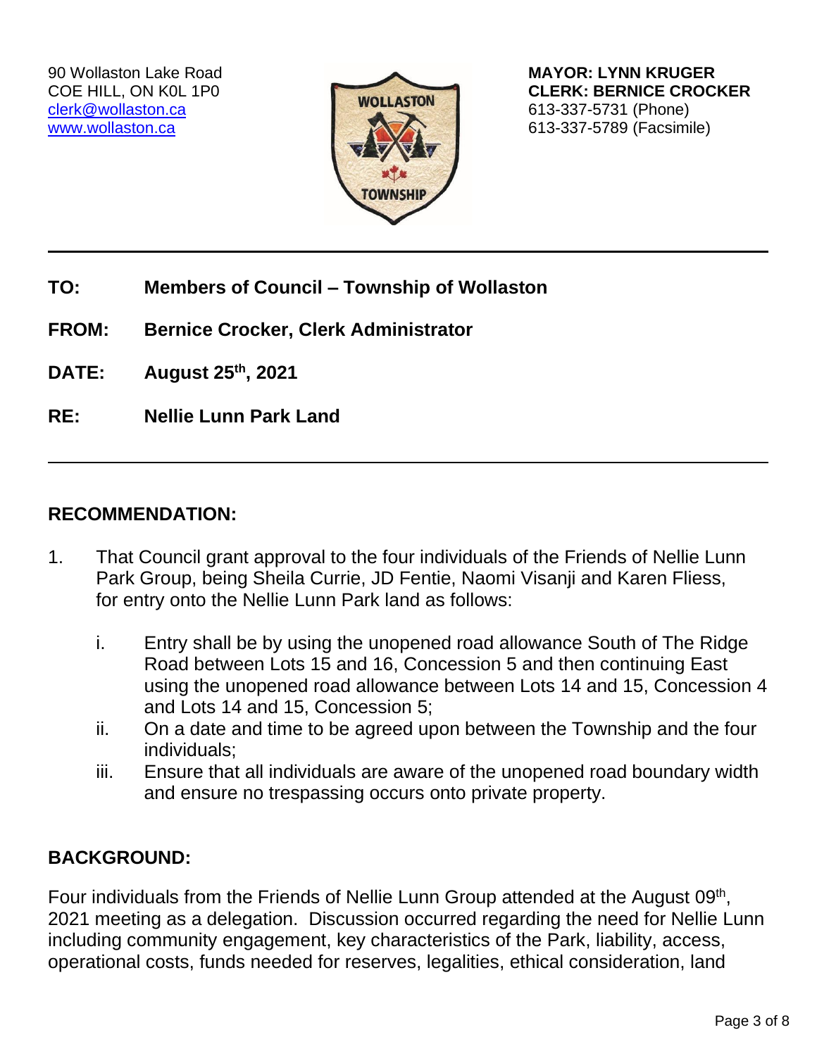90 Wollaston Lake Road
COE HILL, ON K0L 1P0
clerk@wollaston.ca
www.wollaston.ca

**MAYOR: LYNN KRUGER**
**CLERK: BERNICE CROCKER**
613-337-5731 (Phone)
613-337-5789 (Facsimile)

---

**TO:** **Members of Council – Township of Wollaston**

**FROM:** **Bernice Crocker, Clerk Administrator**

**DATE:** **August 25th, 2021**

**RE:** **Nellie Lunn Park Land**

---

## RECOMMENDATION:

1. That Council grant approval to the four individuals of the Friends of Nellie Lunn Park Group, being Sheila Currie, JD Fentie, Naomi Visanji and Karen Fliess, for entry onto the Nellie Lunn Park land as follows:

   i. Entry shall be by using the unopened road allowance South of The Ridge Road between Lots 15 and 16, Concession 5 and then continuing East using the unopened road allowance between Lots 14 and 15, Concession 4 and Lots 14 and 15, Concession 5;
   ii. On a date and time to be agreed upon between the Township and the four individuals;
   iii. Ensure that all individuals are aware of the unopened road boundary width and ensure no trespassing occurs onto private property.

## BACKGROUND:

Four individuals from the Friends of Nellie Lunn Group attended at the August 09th, 2021 meeting as a delegation. Discussion occurred regarding the need for Nellie Lunn including community engagement, key characteristics of the Park, liability, access, operational costs, funds needed for reserves, legalities, ethical consideration, land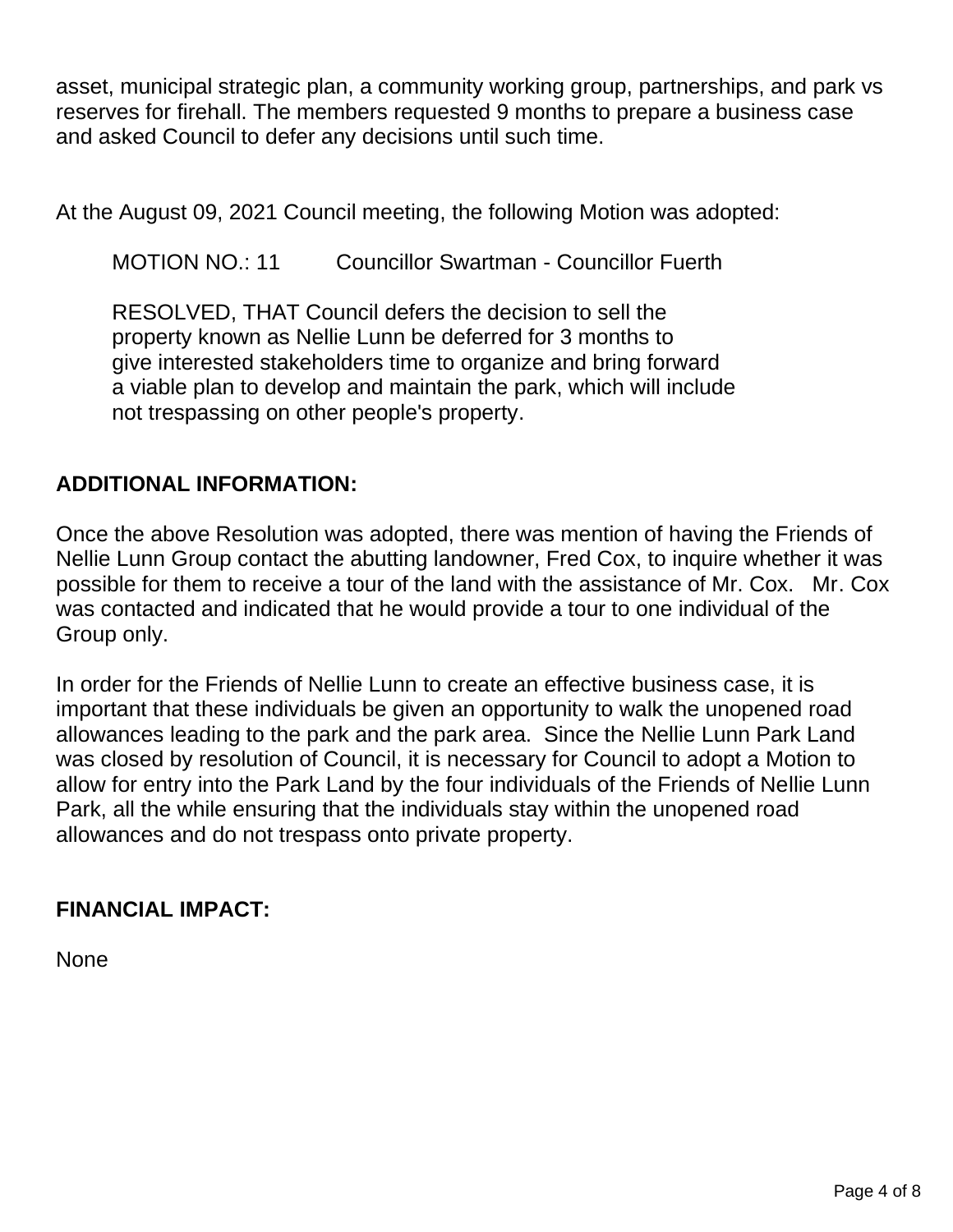asset, municipal strategic plan, a community working group, partnerships, and park vs reserves for firehall. The members requested 9 months to prepare a business case and asked Council to defer any decisions until such time.

At the August 09, 2021 Council meeting, the following Motion was adopted:

> MOTION NO.: 11 Councillor Swartman - Councillor Fuerth
>
> RESOLVED, THAT Council defers the decision to sell the property known as Nellie Lunn be deferred for 3 months to give interested stakeholders time to organize and bring forward a viable plan to develop and maintain the park, which will include not trespassing on other people's property.

## ADDITIONAL INFORMATION:

Once the above Resolution was adopted, there was mention of having the Friends of Nellie Lunn Group contact the abutting landowner, Fred Cox, to inquire whether it was possible for them to receive a tour of the land with the assistance of Mr. Cox. Mr. Cox was contacted and indicated that he would provide a tour to one individual of the Group only.

In order for the Friends of Nellie Lunn to create an effective business case, it is important that these individuals be given an opportunity to walk the unopened road allowances leading to the park and the park area. Since the Nellie Lunn Park Land was closed by resolution of Council, it is necessary for Council to adopt a Motion to allow for entry into the Park Land by the four individuals of the Friends of Nellie Lunn Park, all the while ensuring that the individuals stay within the unopened road allowances and do not trespass onto private property.

## FINANCIAL IMPACT:

None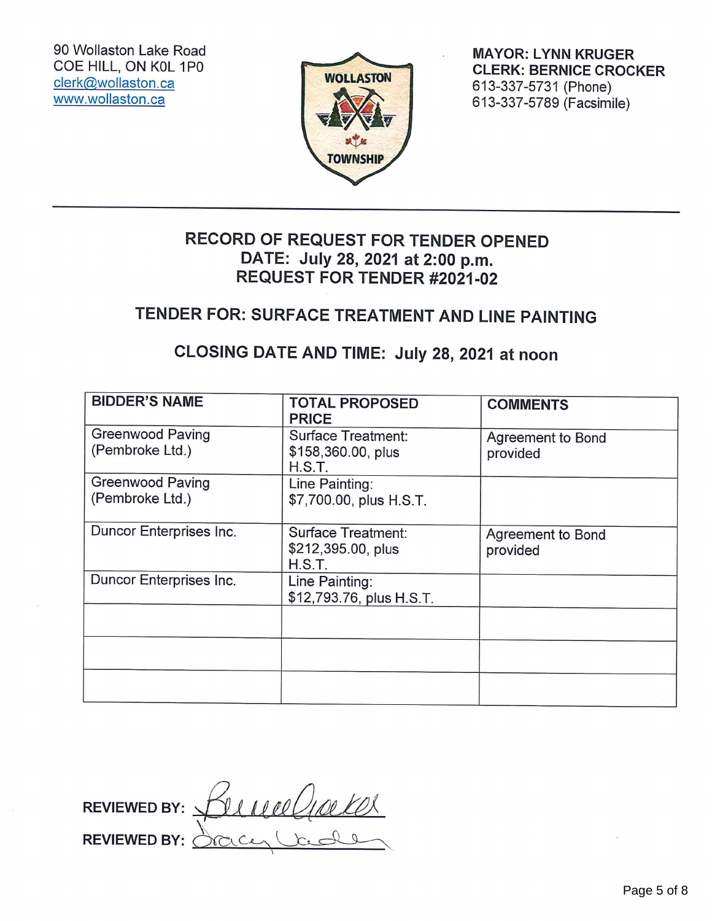90 Wollaston Lake Road
COE HILL, ON K0L 1P0
clerk@wollaston.ca
www.wollaston.ca

WOLLASTON TOWNSHIP

**MAYOR: LYNN KRUGER**
**CLERK: BERNICE CROCKER**
613-337-5731 (Phone)
613-337-5789 (Facsimile)

---

## RECORD OF REQUEST FOR TENDER OPENED
## DATE: July 28, 2021 at 2:00 p.m.
## REQUEST FOR TENDER #2021-02

## TENDER FOR: SURFACE TREATMENT AND LINE PAINTING

## CLOSING DATE AND TIME: July 28, 2021 at noon

| BIDDER'S NAME | TOTAL PROPOSED PRICE | COMMENTS |
|---|---|---|
| Greenwood Paving (Pembroke Ltd.) | Surface Treatment: $158,360.00, plus H.S.T. | Agreement to Bond provided |
| Greenwood Paving (Pembroke Ltd.) | Line Painting: $7,700.00, plus H.S.T. | |
| Duncor Enterprises Inc. | Surface Treatment: $212,395.00, plus H.S.T. | Agreement to Bond provided |
| Duncor Enterprises Inc. | Line Painting: $12,793.76, plus H.S.T. | |
| | | |
| | | |
| | | |

**REVIEWED BY:** Bernice Crocker

**REVIEWED BY:** Tracy Vader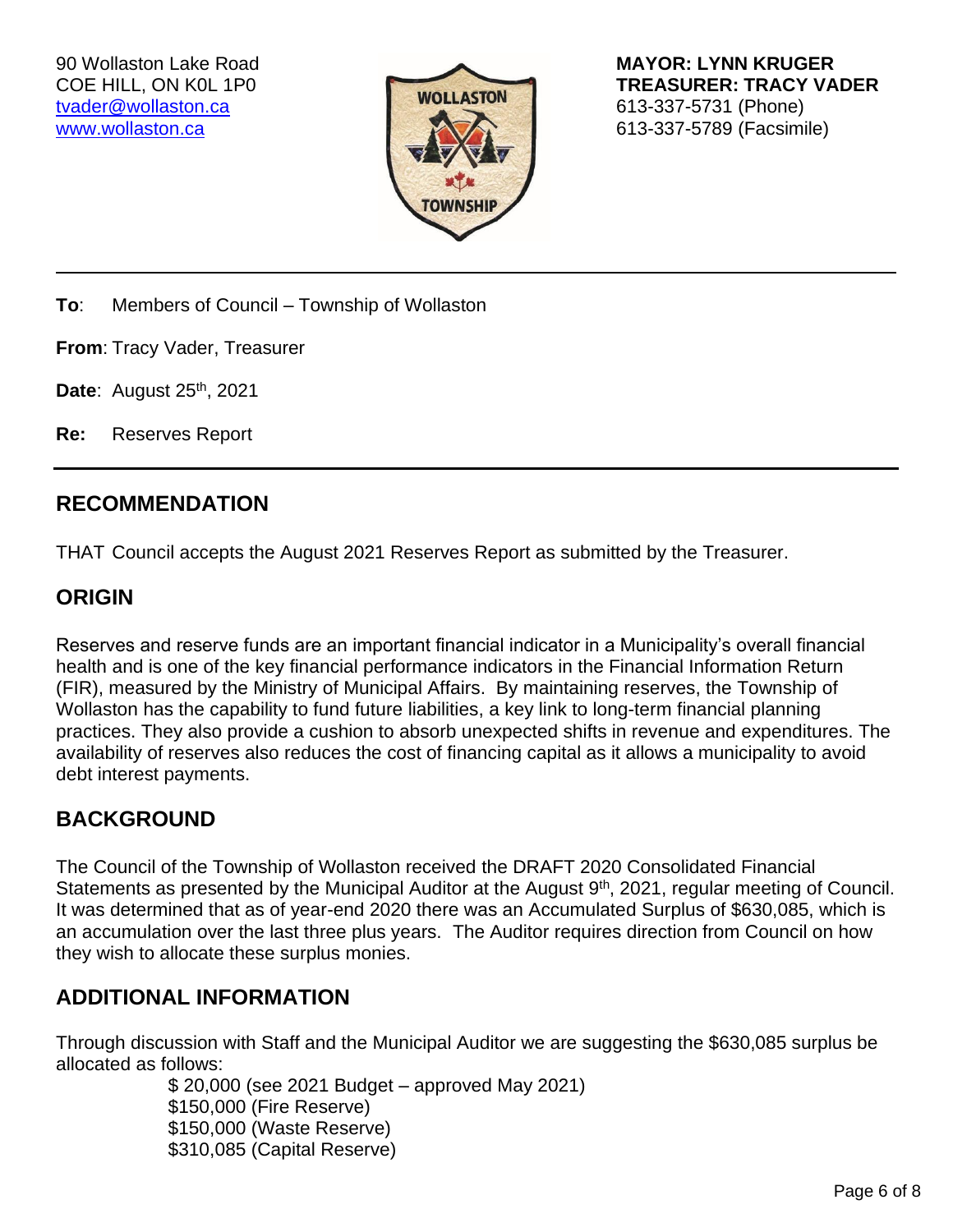90 Wollaston Lake Road
COE HILL, ON K0L 1P0
tvader@wollaston.ca
www.wollaston.ca

**MAYOR: LYNN KRUGER**
**TREASURER: TRACY VADER**
613-337-5731 (Phone)
613-337-5789 (Facsimile)

---

**To**: Members of Council – Township of Wollaston

**From**: Tracy Vader, Treasurer

**Date**: August 25th, 2021

**Re:** Reserves Report

---

## RECOMMENDATION

THAT Council accepts the August 2021 Reserves Report as submitted by the Treasurer.

## ORIGIN

Reserves and reserve funds are an important financial indicator in a Municipality's overall financial health and is one of the key financial performance indicators in the Financial Information Return (FIR), measured by the Ministry of Municipal Affairs. By maintaining reserves, the Township of Wollaston has the capability to fund future liabilities, a key link to long-term financial planning practices. They also provide a cushion to absorb unexpected shifts in revenue and expenditures. The availability of reserves also reduces the cost of financing capital as it allows a municipality to avoid debt interest payments.

## BACKGROUND

The Council of the Township of Wollaston received the DRAFT 2020 Consolidated Financial Statements as presented by the Municipal Auditor at the August 9th, 2021, regular meeting of Council. It was determined that as of year-end 2020 there was an Accumulated Surplus of $630,085, which is an accumulation over the last three plus years. The Auditor requires direction from Council on how they wish to allocate these surplus monies.

## ADDITIONAL INFORMATION

Through discussion with Staff and the Municipal Auditor we are suggesting the $630,085 surplus be allocated as follows:

$ 20,000 (see 2021 Budget – approved May 2021)
$150,000 (Fire Reserve)
$150,000 (Waste Reserve)
$310,085 (Capital Reserve)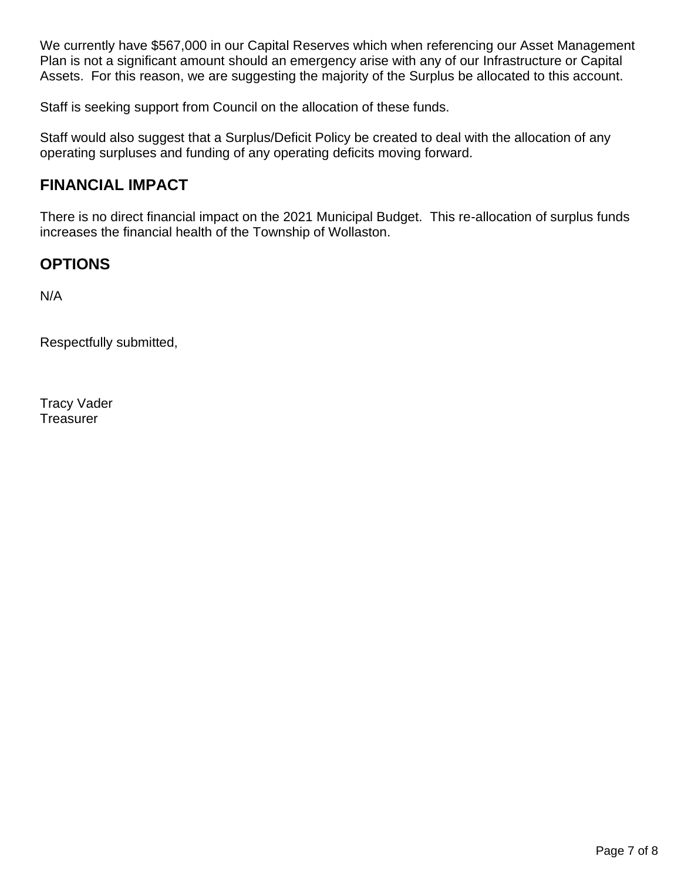We currently have $567,000 in our Capital Reserves which when referencing our Asset Management Plan is not a significant amount should an emergency arise with any of our Infrastructure or Capital Assets. For this reason, we are suggesting the majority of the Surplus be allocated to this account.

Staff is seeking support from Council on the allocation of these funds.

Staff would also suggest that a Surplus/Deficit Policy be created to deal with the allocation of any operating surpluses and funding of any operating deficits moving forward.

## FINANCIAL IMPACT

There is no direct financial impact on the 2021 Municipal Budget. This re-allocation of surplus funds increases the financial health of the Township of Wollaston.

## OPTIONS

N/A

Respectfully submitted,

Tracy Vader
Treasurer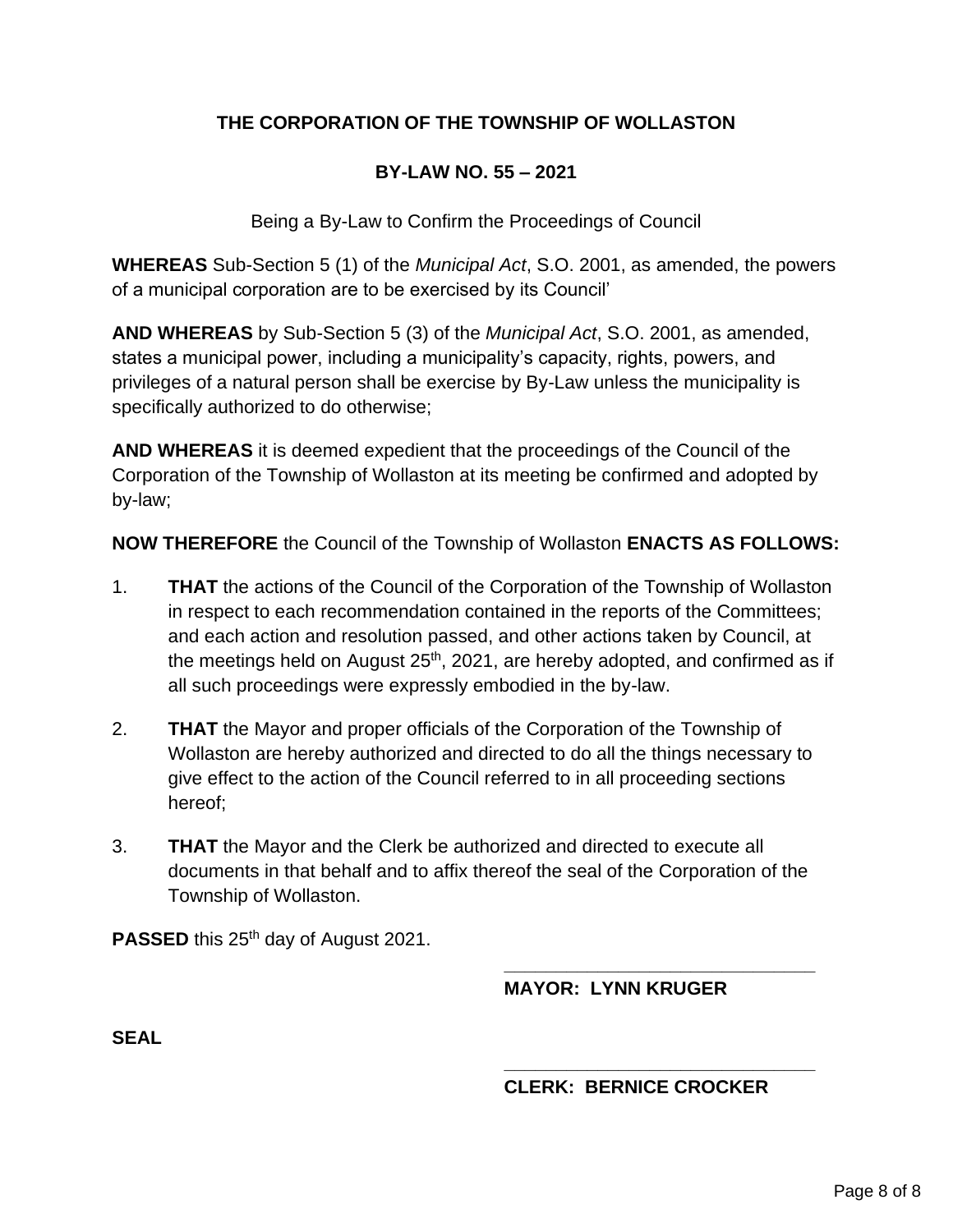**THE CORPORATION OF THE TOWNSHIP OF WOLLASTON**

**BY-LAW NO. 55 – 2021**

Being a By-Law to Confirm the Proceedings of Council

**WHEREAS** Sub-Section 5 (1) of the *Municipal Act*, S.O. 2001, as amended, the powers of a municipal corporation are to be exercised by its Council'

**AND WHEREAS** by Sub-Section 5 (3) of the *Municipal Act*, S.O. 2001, as amended, states a municipal power, including a municipality's capacity, rights, powers, and privileges of a natural person shall be exercise by By-Law unless the municipality is specifically authorized to do otherwise;

**AND WHEREAS** it is deemed expedient that the proceedings of the Council of the Corporation of the Township of Wollaston at its meeting be confirmed and adopted by by-law;

**NOW THEREFORE** the Council of the Township of Wollaston **ENACTS AS FOLLOWS:**

1. **THAT** the actions of the Council of the Corporation of the Township of Wollaston in respect to each recommendation contained in the reports of the Committees; and each action and resolution passed, and other actions taken by Council, at the meetings held on August 25th, 2021, are hereby adopted, and confirmed as if all such proceedings were expressly embodied in the by-law.

2. **THAT** the Mayor and proper officials of the Corporation of the Township of Wollaston are hereby authorized and directed to do all the things necessary to give effect to the action of the Council referred to in all proceeding sections hereof;

3. **THAT** the Mayor and the Clerk be authorized and directed to execute all documents in that behalf and to affix thereof the seal of the Corporation of the Township of Wollaston.

**PASSED** this 25th day of August 2021.

\_\_\_\_\_\_\_\_\_\_\_\_\_\_\_\_\_\_\_\_\_\_\_\_\_\_\_\_\_\_

**MAYOR: LYNN KRUGER**

**SEAL**

\_\_\_\_\_\_\_\_\_\_\_\_\_\_\_\_\_\_\_\_\_\_\_\_\_\_\_\_\_\_

**CLERK: BERNICE CROCKER**